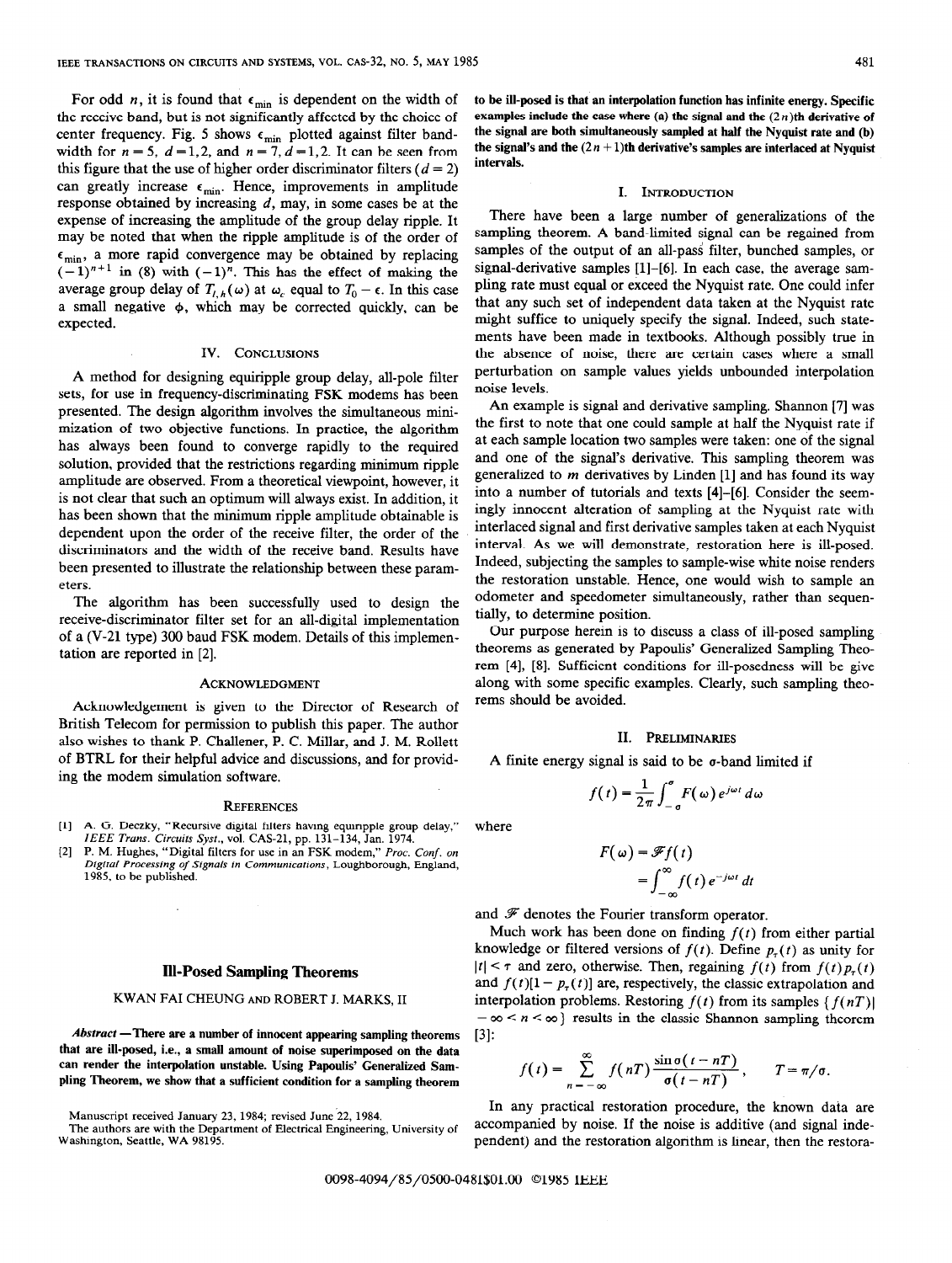For odd $n$, it is found that $\epsilon_{\min}$ is dependent on the width of the receive band, but is not significantly affected by the choice of center frequency. Fig. 5 shows $\epsilon_{\min}$ plotted against filter bandwidth for $n = 5$, $d = 1,2$, and $n = 7$, $d = 1,2$. It can be seen from this figure that the use of higher order discriminator filters ($d = 2$) can greatly increase $\epsilon_{\min}$. Hence, improvements in amplitude response obtained by increasing $d$, may, in some cases be at the expense of increasing the amplitude of the group delay ripple. It may be noted that when the ripple amplitude is of the order of $\epsilon_{\min}$, a more rapid convergence may be obtained by replacing $(-1)^{n+1}$ in (8) with $(-1)^n$. This has the effect of making the average group delay of $T_{l,h}(\omega)$ at $\omega_c$ equal to $T_0 - \epsilon$. In this case a small negative $\phi$, which may be corrected quickly, can be expected.

## IV. Conclusions

A method for designing equiripple group delay, all-pole filter sets, for use in frequency-discriminating FSK modems has been presented. The design algorithm involves the simultaneous minimization of two objective functions. In practice, the algorithm has always been found to converge rapidly to the required solution, provided that the restrictions regarding minimum ripple amplitude are observed. From a theoretical viewpoint, however, it is not clear that such an optimum will always exist. In addition, it has been shown that the minimum ripple amplitude obtainable is dependent upon the order of the receive filter, the order of the discriminators and the width of the receive band. Results have been presented to illustrate the relationship between these parameters.

The algorithm has been successfully used to design the receive-discriminator filter set for an all-digital implementation of a (V-21 type) 300 baud FSK modem. Details of this implementation are reported in [2].

## Acknowledgment

Acknowledgement is given to the Director of Research of British Telecom for permission to publish this paper. The author also wishes to thank P. Challener, P. C. Millar, and J. M. Rollett of BTRL for their helpful advice and discussions, and for providing the modem simulation software.

## References

[1] A. G. Deczky, "Recursive digital filters having equiripple group delay," *IEEE Trans. Circuits Syst.*, vol. CAS-21, pp. 131–134, Jan. 1974.

[2] P. M. Hughes, "Digital filters for use in an FSK modem," *Proc. Conf. on Digital Processing of Signals in Communications*, Loughborough, England, 1985, to be published.

# Ill-Posed Sampling Theorems

KWAN FAI CHEUNG AND ROBERT J. MARKS, II

***Abstract*—There are a number of innocent appearing sampling theorems that are ill-posed, i.e., a small amount of noise superimposed on the data can render the interpolation unstable. Using Papoulis' Generalized Sampling Theorem, we show that a sufficient condition for a sampling theorem to be ill-posed is that an interpolation function has infinite energy. Specific examples include the case where (a) the signal and the $(2n)$th derivative of the signal are both simultaneously sampled at half the Nyquist rate and (b) the signal's and the $(2n+1)$th derivative's samples are interlaced at Nyquist intervals.**

Manuscript received January 23, 1984; revised June 22, 1984.

The authors are with the Department of Electrical Engineering, University of Washington, Seattle, WA 98195.

## I. Introduction

There have been a large number of generalizations of the sampling theorem. A band-limited signal can be regained from samples of the output of an all-pass filter, bunched samples, or signal-derivative samples [1]–[6]. In each case, the average sampling rate must equal or exceed the Nyquist rate. One could infer that any such set of independent data taken at the Nyquist rate might suffice to uniquely specify the signal. Indeed, such statements have been made in textbooks. Although possibly true in the absence of noise, there are certain cases where a small perturbation on sample values yields unbounded interpolation noise levels.

An example is signal and derivative sampling. Shannon [7] was the first to note that one could sample at half the Nyquist rate if at each sample location two samples were taken: one of the signal and one of the signal's derivative. This sampling theorem was generalized to $m$ derivatives by Linden [1] and has found its way into a number of tutorials and texts [4]–[6]. Consider the seemingly innocent alteration of sampling at the Nyquist rate with interlaced signal and first derivative samples taken at each Nyquist interval. As we will demonstrate, restoration here is ill-posed. Indeed, subjecting the samples to sample-wise white noise renders the restoration unstable. Hence, one would wish to sample an odometer and speedometer simultaneously, rather than sequentially, to determine position.

Our purpose herein is to discuss a class of ill-posed sampling theorems as generated by Papoulis' Generalized Sampling Theorem [4], [8]. Sufficient conditions for ill-posedness will be give along with some specific examples. Clearly, such sampling theorems should be avoided.

## II. Preliminaries

A finite energy signal is said to be $\sigma$-band limited if

$$f(t) = \frac{1}{2\pi}\int_{-\sigma}^{\sigma} F(\omega)\, e^{j\omega t}\, d\omega$$

where

$$F(\omega) = \mathscr{F}f(t) = \int_{-\infty}^{\infty} f(t)\, e^{-j\omega t}\, dt$$

and $\mathscr{F}$ denotes the Fourier transform operator.

Much work has been done on finding $f(t)$ from either partial knowledge or filtered versions of $f(t)$. Define $p_\tau(t)$ as unity for $|t| < \tau$ and zero, otherwise. Then, regaining $f(t)$ from $f(t)p_\tau(t)$ and $f(t)[1 - p_\tau(t)]$ are, respectively, the classic extrapolation and interpolation problems. Restoring $f(t)$ from its samples $\{f(nT) | -\infty < n < \infty\}$ results in the classic Shannon sampling theorem [3]:

$$f(t) = \sum_{n=-\infty}^{\infty} f(nT)\frac{\sin\sigma(t - nT)}{\sigma(t - nT)}, \qquad T = \pi/\sigma.$$

In any practical restoration procedure, the known data are accompanied by noise. If the noise is additive (and signal independent) and the restoration algorithm is linear, then the restora-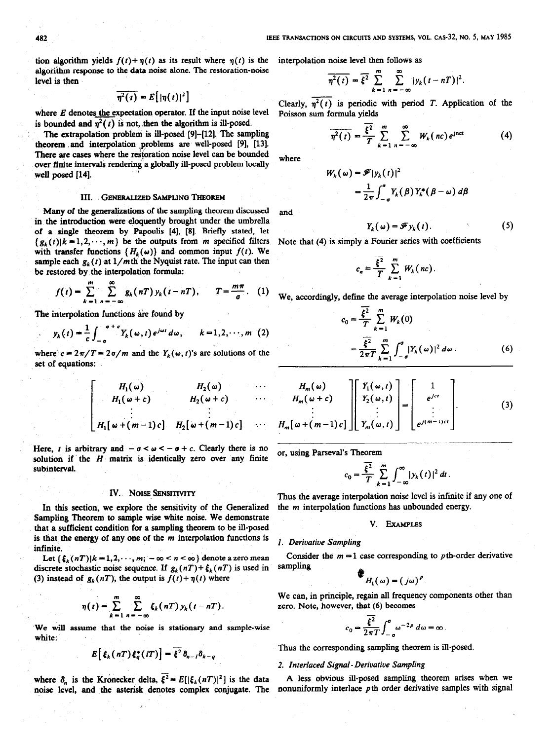tion algorithm yields $f(t)+\eta(t)$ as its result where $\eta(t)$ is the algorithm response to the data noise alone. The restoration-noise level is then

$$\overline{\eta^2(t)} = E\left[|\eta(t)|^2\right]$$

where $E$ denotes the expectation operator. If the input noise level is bounded and $\overline{\eta^2(t)}$ is not, then the algorithm is ill-posed.

The extrapolation problem is ill-posed [9]–[12]. The sampling theorem and interpolation problems are well-posed [9], [13]. There are cases where the restoration noise level can be bounded over finite intervals rendering a globally ill-posed problem locally well posed [14].

## III. Generalized Sampling Theorem

Many of the generalizations of the sampling theorem discussed in the introduction were eloquently brought under the umbrella of a single theorem by Papoulis [4], [8]. Briefly stated, let $\{g_k(t)|k=1,2,\cdots,m\}$ be the outputs from $m$ specified filters with transfer functions $\{H_k(\omega)\}$ and common input $f(t)$. We sample each $g_k(t)$ at $1/m$th the Nyquist rate. The input can then be restored by the interpolation formula:

$$f(t) = \sum_{k=1}^{m} \sum_{n=-\infty}^{\infty} g_k(nT)\, y_k(t-nT), \qquad T = \frac{m\pi}{\sigma}. \tag{1}$$

The interpolation functions are found by

$$y_k(t) = \frac{1}{c}\int_{-\sigma}^{-\sigma+c} Y_k(\omega,t)\, e^{j\omega t}\, d\omega, \qquad k=1,2,\cdots,m \tag{2}$$

where $c = 2\pi/T = 2\sigma/m$ and the $Y_k(\omega,t)$'s are solutions of the set of equations:

$$\begin{bmatrix} H_1(\omega) & H_2(\omega) & \cdots & H_m(\omega) \\ H_1(\omega+c) & H_2(\omega+c) & \cdots & H_m(\omega+c) \\ \vdots & \vdots & & \vdots \\ H_1[\omega+(m-1)c] & H_2[\omega+(m-1)c] & \cdots & H_m[\omega+(m-1)c] \end{bmatrix} \begin{bmatrix} Y_1(\omega,t) \\ Y_2(\omega,t) \\ \vdots \\ Y_m(\omega,t) \end{bmatrix} = \begin{bmatrix} 1 \\ e^{jct} \\ \vdots \\ e^{j(m-1)ct} \end{bmatrix}. \tag{3}$$

Here, $t$ is arbitrary and $-\sigma < \omega < -\sigma + c$. Clearly there is no solution if the $H$ matrix is identically zero over any finite subinterval.

## IV. Noise Sensitivity

In this section, we explore the sensitivity of the Generalized Sampling Theorem to sample wise white noise. We demonstrate that a sufficient condition for a sampling theorem to be ill-posed is that the energy of any one of the $m$ interpolation functions is infinite.

Let $\{\xi_k(nT)|k=1,2,\cdots,m;\ -\infty<n<\infty\}$ denote a zero mean discrete stochastic noise sequence. If $g_k(nT)+\xi_k(nT)$ is used in (3) instead of $g_k(nT)$, the output is $f(t)+\eta(t)$ where

$$\eta(t) = \sum_{k=1}^{m} \sum_{n=-\infty}^{\infty} \xi_k(nT)\, y_k(t-nT).$$

We will assume that the noise is stationary and sample-wise white:

$$E\left[\xi_k(nT)\xi_q^*(lT)\right] = \overline{\xi^2}\,\delta_{n-l}\delta_{k-q}$$

where $\delta_n$ is the Kronecker delta, $\overline{\xi^2} = E[|\xi_k(nT)|^2]$ is the data noise level, and the asterisk denotes complex conjugate. The interpolation noise level then follows as

$$\overline{\eta^2(t)} = \overline{\xi^2} \sum_{k=1}^{m} \sum_{n=-\infty}^{\infty} |y_k(t-nT)|^2.$$

Clearly, $\overline{\eta^2(t)}$ is periodic with period $T$. Application of the Poisson sum formula yields

$$\overline{\eta^2(t)} = \frac{\overline{\xi^2}}{T} \sum_{k=1}^{m} \sum_{n=-\infty}^{\infty} W_k(nc)\, e^{jnct} \tag{4}$$

where

$$W_k(\omega) = \mathscr{F}|y_k(t)|^2 = \frac{1}{2\pi}\int_{-\sigma}^{\sigma} Y_k(\beta)\, Y_k^*(\beta-\omega)\, d\beta$$

and

$$Y_k(\omega) = \mathscr{F} y_k(t). \tag{5}$$

Note that (4) is simply a Fourier series with coefficients

$$c_n = \frac{\overline{\xi^2}}{T} \sum_{k=1}^{m} W_k(nc).$$

We, accordingly, define the average interpolation noise level by

$$c_0 = \frac{\overline{\xi^2}}{T} \sum_{k=1}^{m} W_k(0) = \frac{\overline{\xi^2}}{2\pi T} \sum_{k=1}^{m} \int_{-\sigma}^{\sigma} |Y_k(\omega)|^2\, d\omega. \tag{6}$$

or, using Parseval's Theorem

$$c_0 = \frac{\overline{\xi^2}}{T} \sum_{k=1}^{m} \int_{-\infty}^{\infty} |y_k(t)|^2\, dt.$$

Thus the average interpolation noise level is infinite if any one of the $m$ interpolation functions has unbounded energy.

## V. Examples

### 1. Derivative Sampling

Consider the $m=1$ case corresponding to $p$th-order derivative sampling

$$H_1(\omega) = (j\omega)^p.$$

We can, in principle, regain all frequency components other than zero. Note, however, that (6) becomes

$$c_0 = \frac{\overline{\xi^2}}{2\pi T}\int_{-\sigma}^{\sigma} \omega^{-2p}\, d\omega = \infty.$$

Thus the corresponding sampling theorem is ill-posed.

### 2. Interlaced Signal-Derivative Sampling

A less obvious ill-posed sampling theorem arises when we nonuniformly interlace $p$th order derivative samples with signal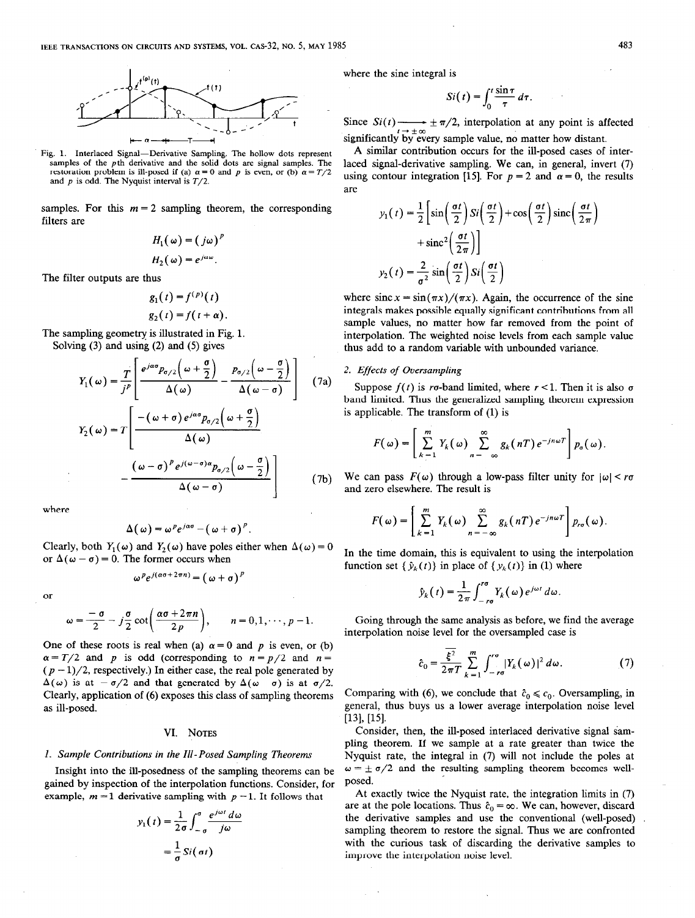Fig. 1. Interlaced Signal—Derivative Sampling. The hollow dots represent samples of the $p$th derivative and the solid dots are signal samples. The restoration problem is ill-posed if (a) $\alpha = 0$ and $p$ is even, or (b) $\alpha = T/2$ and $p$ is odd. The Nyquist interval is $T/2$.

samples. For this $m = 2$ sampling theorem, the corresponding filters are

$$H_1(\omega) = (j\omega)^p$$

$$H_2(\omega) = e^{j\alpha\omega}.$$

The filter outputs are thus

$$g_1(t) = f^{(p)}(t)$$

$$g_2(t) = f(t + \alpha).$$

The sampling geometry is illustrated in Fig. 1.

Solving (3) and using (2) and (5) gives

$$Y_1(\omega) = \frac{T}{j^p}\left[\frac{e^{j\alpha\sigma}p_{\sigma/2}\left(\omega + \frac{\sigma}{2}\right)}{\Delta(\omega)} - \frac{p_{\sigma/2}\left(\omega - \frac{\sigma}{2}\right)}{\Delta(\omega - \sigma)}\right] \tag{7a}$$

$$Y_2(\omega) = T\left[\frac{-(\omega+\sigma)e^{j\alpha\sigma}p_{\sigma/2}\left(\omega + \frac{\sigma}{2}\right)}{\Delta(\omega)} - \frac{(\omega-\sigma)^p e^{j(\omega-\sigma)\alpha}p_{\sigma/2}\left(\omega - \frac{\sigma}{2}\right)}{\Delta(\omega - \sigma)}\right] \tag{7b}$$

where

$$\Delta(\omega) = \omega^p e^{j\alpha\omega} - (\omega + \sigma)^p.$$

Clearly, both $Y_1(\omega)$ and $Y_2(\omega)$ have poles either when $\Delta(\omega) = 0$ or $\Delta(\omega - \sigma) = 0$. The former occurs when

$$\omega^p e^{j(\alpha\sigma + 2\pi n)} = (\omega + \sigma)^p$$

or

$$\omega = \frac{-\sigma}{2} - j\frac{\sigma}{2}\cot\left(\frac{\alpha\sigma + 2\pi n}{2p}\right), \qquad n = 0, 1, \cdots, p-1.$$

One of these roots is real when (a) $\alpha = 0$ and $p$ is even, or (b) $\alpha = T/2$ and $p$ is odd (corresponding to $n = p/2$ and $n = (p-1)/2$, respectively.) In either case, the real pole generated by $\Delta(\omega)$ is at $-\sigma/2$ and that generated by $\Delta(\omega - \sigma)$ is at $\sigma/2$. Clearly, application of (6) exposes this class of sampling theorems as ill-posed.

## VI. Notes

### 1. Sample Contributions in the Ill-Posed Sampling Theorems

Insight into the ill-posedness of the sampling theorems can be gained by inspection of the interpolation functions. Consider, for example, $m = 1$ derivative sampling with $p = 1$. It follows that

$$y_1(t) = \frac{1}{2\sigma}\int_{-\sigma}^{\sigma}\frac{e^{j\omega t}\,d\omega}{j\omega}$$

$$= \frac{1}{\sigma}Si(\sigma t)$$

where the sine integral is

$$Si(t) = \int_0^t \frac{\sin\tau}{\tau}\,d\tau.$$

Since $Si(t) \xrightarrow[t\to\pm\infty]{} \pm\pi/2$, interpolation at any point is affected significantly by every sample value, no matter how distant.

A similar contribution occurs for the ill-posed cases of interlaced signal-derivative sampling. We can, in general, invert (7) using contour integration [15]. For $p = 2$ and $\alpha = 0$, the results are

$$y_1(t) = \frac{1}{2}\left[\sin\left(\frac{\sigma t}{2}\right)Si\left(\frac{\sigma t}{2}\right) + \cos\left(\frac{\sigma t}{2}\right)\text{sinc}\left(\frac{\sigma t}{2\pi}\right) + \text{sinc}^2\left(\frac{\sigma t}{2\pi}\right)\right]$$

$$y_2(t) = \frac{2}{\sigma^2}\sin\left(\frac{\sigma t}{2}\right)Si\left(\frac{\sigma t}{2}\right)$$

where $\text{sinc}\, x = \sin(\pi x)/(\pi x)$. Again, the occurrence of the sine integrals makes possible equally significant contributions from all sample values, no matter how far removed from the point of interpolation. The weighted noise levels from each sample value thus add to a random variable with unbounded variance.

### 2. Effects of Oversampling

Suppose $f(t)$ is $r\sigma$-band limited, where $r < 1$. Then it is also $\sigma$ band limited. Thus the generalized sampling theorem expression is applicable. The transform of (1) is

$$F(\omega) = \left[\sum_{k=1}^{m} Y_k(\omega)\sum_{n=-\infty}^{\infty} g_k(nT)e^{-jn\omega T}\right]p_\sigma(\omega).$$

We can pass $F(\omega)$ through a low-pass filter unity for $|\omega| < r\sigma$ and zero elsewhere. The result is

$$F(\omega) = \left[\sum_{k=1}^{m} Y_k(\omega)\sum_{n=-\infty}^{\infty} g_k(nT)e^{-jn\omega T}\right]p_{r\sigma}(\omega).$$

In the time domain, this is equivalent to using the interpolation function set $\{\hat{y}_k(t)\}$ in place of $\{y_k(t)\}$ in (1) where

$$\hat{y}_k(t) = \frac{1}{2\pi}\int_{-r\sigma}^{r\sigma} Y_k(\omega)e^{j\omega t}\,d\omega.$$

Going through the same analysis as before, we find the average interpolation noise level for the oversampled case is

$$\hat{c}_0 = \frac{\overline{\xi^2}}{2\pi T}\sum_{k=1}^{m}\int_{-r\sigma}^{r\sigma}|Y_k(\omega)|^2\,d\omega. \tag{7}$$

Comparing with (6), we conclude that $\hat{c}_0 \leqslant c_0$. Oversampling, in general, thus buys us a lower average interpolation noise level [13], [15].

Consider, then, the ill-posed interlaced derivative signal sampling theorem. If we sample at a rate greater than twice the Nyquist rate, the integral in (7) will not include the poles at $\omega = \pm\sigma/2$ and the resulting sampling theorem becomes well-posed.

At exactly twice the Nyquist rate, the integration limits in (7) are at the pole locations. Thus $\hat{c}_0 = \infty$. We can, however, discard the derivative samples and use the conventional (well-posed) sampling theorem to restore the signal. Thus we are confronted with the curious task of discarding the derivative samples to improve the interpolation noise level.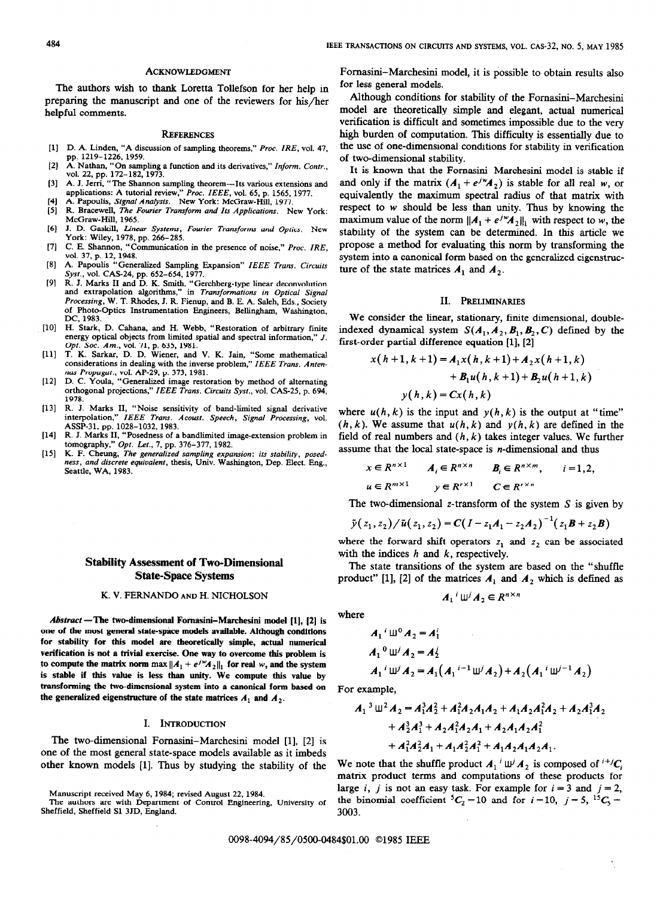## ACKNOWLEDGMENT

The authors wish to thank Loretta Tollefson for her help in preparing the manuscript and one of the reviewers for his/her helpful comments.

## REFERENCES

[1] D. A. Linden, "A discussion of sampling theorems," *Proc. IRE*, vol. 47, pp. 1219–1226, 1959.

[2] A. Nathan, "On sampling a function and its derivatives," *Inform. Contr.*, vol. 22, pp. 172–182, 1973.

[3] A. J. Jerri, "The Shannon sampling theorem—Its various extensions and applications: A tutorial review," *Proc. IEEE*, vol. 65, p. 1565, 1977.

[4] A. Papoulis, *Signal Analysis*. New York: McGraw-Hill, 1977.

[5] R. Bracewell, *The Fourier Transform and Its Applications*. New York: McGraw-Hill, 1965.

[6] J. D. Gaskill, *Linear Systems, Fourier Transforms and Optics*. New York: Wiley, 1978, pp. 266–285.

[7] C. E. Shannon, "Communication in the presence of noise," *Proc. IRE*, vol. 37, p. 12, 1948.

[8] A. Papoulis "Generalized Sampling Expansion" *IEEE Trans. Circuits Syst.*, vol. CAS-24, pp. 652–654, 1977.

[9] R. J. Marks II and D. K. Smith. "Gerchberg-type linear deconvolution and extrapolation algorithms," in *Transformations in Optical Signal Processing*, W. T. Rhodes, J. R. Fienup, and B. E. A. Saleh, Eds., Society of Photo-Optics Instrumentation Engineers, Bellingham, Washington, DC, 1983.

[10] H. Stark, D. Cahana, and H. Webb, "Restoration of arbitrary finite energy optical objects from limited spatial and spectral information," *J. Opt. Soc. Am.*, vol. 71, p. 635, 1981.

[11] T. K. Sarkar, D. D. Wiener, and V. K. Jain, "Some mathematical considerations in dealing with the inverse problem," *IEEE Trans. Antennas Propagat.*, vol. AP-29, p. 373, 1981.

[12] D. C. Youla, "Generalized image restoration by method of alternating orthogonal projections," *IEEE Trans. Circuits Syst.*, vol. CAS-25, p. 694, 1978.

[13] R. J. Marks II, "Noise sensitivity of band-limited signal derivative interpolation," *IEEE Trans. Acoust. Speech, Signal Processing*, vol. ASSP-31, pp. 1028–1032, 1983.

[14] R. J. Marks II, "Posedness of a bandlimited image-extension problem in tomography," *Opt. Let.*, 7, pp. 376–377, 1982.

[15] K. F. Cheung, *The generalized sampling expansion: its stability, posedness, and discrete equivalent*, thesis, Univ. Washington, Dep. Elect. Eng., Seattle, WA, 1983.

# Stability Assessment of Two-Dimensional State-Space Systems

K. V. FERNANDO AND H. NICHOLSON

***Abstract*—The two-dimensional Fornasini–Marchesini model [1], [2] is one of the most general state-space models available. Although conditions for stability for this model are theoretically simple, actual numerical verification is not a trivial exercise. One way to overcome this problem is to compute the matrix norm $\max \|A_1 + e^{jw}A_2\|_1$ for real $w$, and the system is stable if this value is less than unity. We compute this value by transforming the two-dimensional system into a canonical form based on the generalized eigenstructure of the state matrices $A_1$ and $A_2$.**

## I. INTRODUCTION

The two-dimensional Fornasini–Marchesini model [1], [2] is one of the most general state-space models available as it imbeds other known models [1]. Thus by studying the stability of the Fornasini–Marchesini model, it is possible to obtain results also for less general models.

Manuscript received May 6, 1984; revised August 22, 1984.

The authors are with Department of Control Engineering, University of Sheffield, Sheffield S1 3JD, England.

Although conditions for stability of the Fornasini–Marchesini model are theoretically simple and elegant, actual numerical verification is difficult and sometimes impossible due to the very high burden of computation. This difficulty is essentially due to the use of one-dimensional conditions for stability in verification of two-dimensional stability.

It is known that the Fornasini Marchesini model is stable if and only if the matrix $(A_1 + e^{jw}A_2)$ is stable for all real $w$, or equivalently the maximum spectral radius of that matrix with respect to $w$ should be less than unity. Thus by knowing the maximum value of the norm $\|A_1 + e^{jw}A_2\|_1$ with respect to $w$, the stability of the system can be determined. In this article we propose a method for evaluating this norm by transforming the system into a canonical form based on the generalized eigenstructure of the state matrices $A_1$ and $A_2$.

## II. PRELIMINARIES

We consider the linear, stationary, finite dimensional, double-indexed dynamical system $S(A_1, A_2, B_1, B_2, C)$ defined by the first-order partial difference equation [1], [2]

$$x(h+1, k+1) = A_1 x(h, k+1) + A_2 x(h+1, k) + B_1 u(h, k+1) + B_2 u(h+1, k)$$

$$y(h, k) = Cx(h, k)$$

where $u(h, k)$ is the input and $y(h, k)$ is the output at "time" $(h, k)$. We assume that $u(h, k)$ and $y(h, k)$ are defined in the field of real numbers and $(h, k)$ takes integer values. We further assume that the local state-space is $n$-dimensional and thus

$$x \in R^{n \times 1} \qquad A_i \in R^{n \times n} \qquad B_i \in R^{n \times m}, \qquad i = 1, 2,$$

$$u \in R^{m \times 1} \qquad y \in R^{r \times 1} \qquad C \in R^{r \times n}$$

The two-dimensional $z$-transform of the system $S$ is given by

$$\tilde{y}(z_1, z_2)/\tilde{u}(z_1, z_2) = C(I - z_1 A_1 - z_2 A_2)^{-1}(z_1 B + z_2 B)$$

where the forward shift operators $z_1$ and $z_2$ can be associated with the indices $h$ and $k$, respectively.

The state transitions of the system are based on the "shuffle product" [1], [2] of the matrices $A_1$ and $A_2$ which is defined as

$$A_1{}^i \sqcup\!\sqcup^j A_2 \in R^{n \times n}$$

where

$$A_1{}^i \sqcup\!\sqcup^0 A_2 = A_1^i$$

$$A_1{}^0 \sqcup\!\sqcup^j A_2 = A_2^j$$

$$A_1{}^i \sqcup\!\sqcup^j A_2 = A_1(A_1{}^{i-1} \sqcup\!\sqcup^j A_2) + A_2(A_1{}^i \sqcup\!\sqcup^{j-1} A_2)$$

For example,

$$A_1{}^3 \sqcup\!\sqcup^2 A_2 = A_1^3 A_2^2 + A_1^2 A_2 A_1 A_2 + A_1 A_2 A_1^2 A_2 + A_2 A_1^3 A_2 + A_2^3 A_1^3 + A_2 A_1^2 A_2 A_1 + A_2 A_1 A_2 A_1^2 + A_1^2 A_2^2 A_1 + A_1 A_2^2 A_1^2 + A_1 A_2 A_1 A_2 A_1.$$

We note that the shuffle product $A_1{}^i \sqcup\!\sqcup^j A_2$ is composed of ${}^{i+j}C_i$ matrix product terms and computations of these products for large $i$, $j$ is not an easy task. For example for $i = 3$ and $j = 2$, the binomial coefficient ${}^5C_2 = 10$ and for $i = 10$, $j = 5$, ${}^{15}C_5 = 3003$.